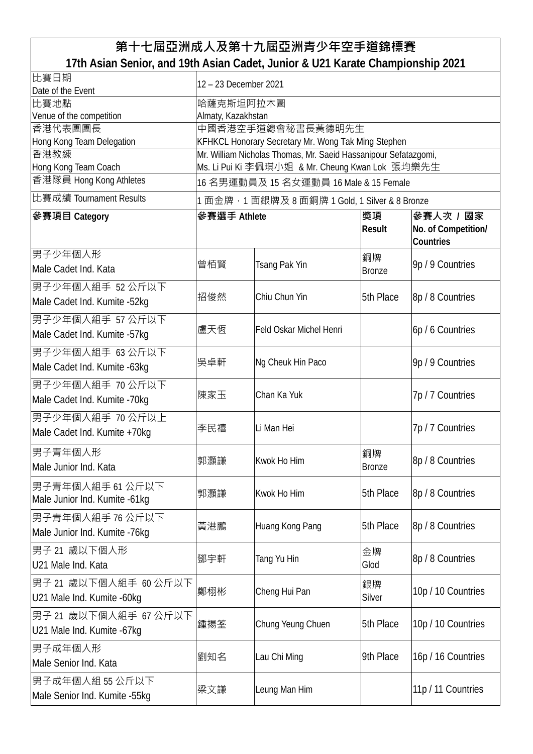# 第十七屆亞洲成人及第十九屆亞洲青少年空手道錦標賽
## 17th Asian Senior, and 19th Asian Cadet, Junior & U21 Karate Championship 2021

| | |
|---|---|
| 比賽日期<br>Date of the Event | 12 – 23 December 2021 |
| 比賽地點<br>Venue of the competition | 哈薩克斯坦阿拉木圖<br>Almaty, Kazakhstan |
| 香港代表團團長<br>Hong Kong Team Delegation | 中國香港空手道總會秘書長黃德明先生<br>KFHKCL Honorary Secretary Mr. Wong Tak Ming Stephen |
| 香港教練<br>Hong Kong Team Coach | Mr. William Nicholas Thomas, Mr. Saeid Hassanipour Sefatazgomi,<br>Ms. Li Pui Ki 李佩琪小姐 & Mr. Cheung Kwan Lok 張均樂先生 |
| 香港隊員 Hong Kong Athletes | 16 名男運動員及 15 名女運動員 16 Male & 15 Female |
| 比賽成績 Tournament Results | 1 面金牌，1 面銀牌及 8 面銅牌 1 Gold, 1 Silver & 8 Bronze |

| 參賽項目 Category | 參賽選手 Athlete | | 獎項 Result | 參賽人次 / 國家 No. of Competition/ Countries |
|---|---|---|---|---|
| 男子少年個人形<br>Male Cadet Ind. Kata | 曾栢賢 | Tsang Pak Yin | 銅牌<br>Bronze | 9p / 9 Countries |
| 男子少年個人組手 52 公斤以下<br>Male Cadet Ind. Kumite -52kg | 招俊然 | Chiu Chun Yin | 5th Place | 8p / 8 Countries |
| 男子少年個人組手 57 公斤以下<br>Male Cadet Ind. Kumite -57kg | 盧天恆 | Feld Oskar Michel Henri | | 6p / 6 Countries |
| 男子少年個人組手 63 公斤以下<br>Male Cadet Ind. Kumite -63kg | 吳卓軒 | Ng Cheuk Hin Paco | | 9p / 9 Countries |
| 男子少年個人組手 70 公斤以下<br>Male Cadet Ind. Kumite -70kg | 陳家玉 | Chan Ka Yuk | | 7p / 7 Countries |
| 男子少年個人組手 70 公斤以上<br>Male Cadet Ind. Kumite +70kg | 李民禧 | Li Man Hei | | 7p / 7 Countries |
| 男子青年個人形<br>Male Junior Ind. Kata | 郭灝謙 | Kwok Ho Him | 銅牌<br>Bronze | 8p / 8 Countries |
| 男子青年個人組手 61 公斤以下<br>Male Junior Ind. Kumite -61kg | 郭灝謙 | Kwok Ho Him | 5th Place | 8p / 8 Countries |
| 男子青年個人組手 76 公斤以下<br>Male Junior Ind. Kumite -76kg | 黃港鵬 | Huang Kong Pang | 5th Place | 8p / 8 Countries |
| 男子 21 歲以下個人形<br>U21 Male Ind. Kata | 鄧宇軒 | Tang Yu Hin | 金牌<br>Glod | 8p / 8 Countries |
| 男子 21 歲以下個人組手 60 公斤以下<br>U21 Male Ind. Kumite -60kg | 鄭栩彬 | Cheng Hui Pan | 銀牌<br>Silver | 10p / 10 Countries |
| 男子 21 歲以下個人組手 67 公斤以下<br>U21 Male Ind. Kumite -67kg | 鍾揚筌 | Chung Yeung Chuen | 5th Place | 10p / 10 Countries |
| 男子成年個人形<br>Male Senior Ind. Kata | 劉知名 | Lau Chi Ming | 9th Place | 16p / 16 Countries |
| 男子成年個人組 55 公斤以下<br>Male Senior Ind. Kumite -55kg | 梁文謙 | Leung Man Him | | 11p / 11 Countries |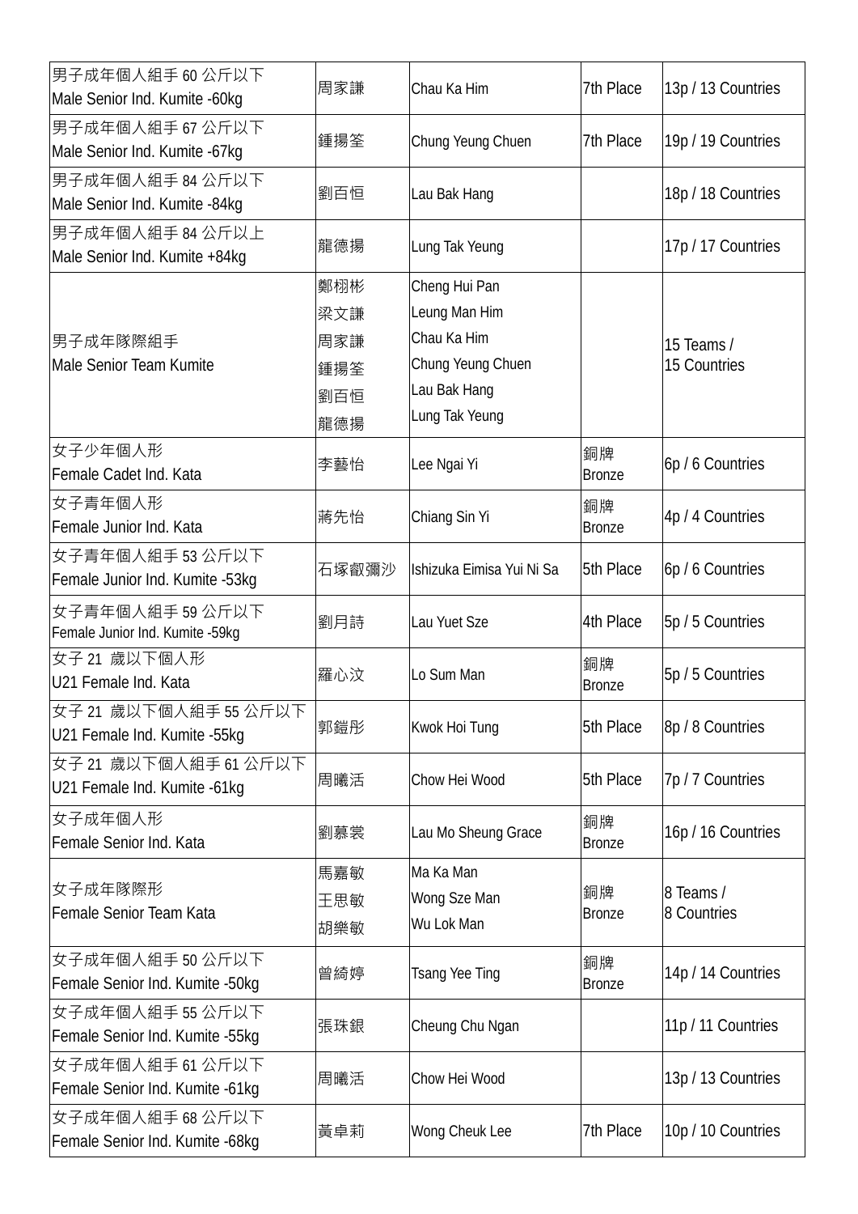| | | | | |
|---|---|---|---|---|
| 男子成年個人組手 60 公斤以下<br>Male Senior Ind. Kumite -60kg | 周家謙 | Chau Ka Him | 7th Place | 13p / 13 Countries |
| 男子成年個人組手 67 公斤以下<br>Male Senior Ind. Kumite -67kg | 鍾揚筌 | Chung Yeung Chuen | 7th Place | 19p / 19 Countries |
| 男子成年個人組手 84 公斤以下<br>Male Senior Ind. Kumite -84kg | 劉百恒 | Lau Bak Hang | | 18p / 18 Countries |
| 男子成年個人組手 84 公斤以上<br>Male Senior Ind. Kumite +84kg | 龍德揚 | Lung Tak Yeung | | 17p / 17 Countries |
| 男子成年隊際組手<br>Male Senior Team Kumite | 鄭栩彬<br>梁文謙<br>周家謙<br>鍾揚筌<br>劉百恒<br>龍德揚 | Cheng Hui Pan<br>Leung Man Him<br>Chau Ka Him<br>Chung Yeung Chuen<br>Lau Bak Hang<br>Lung Tak Yeung | | 15 Teams /<br>15 Countries |
| 女子少年個人形<br>Female Cadet Ind. Kata | 李藝怡 | Lee Ngai Yi | 銅牌<br>Bronze | 6p / 6 Countries |
| 女子青年個人形<br>Female Junior Ind. Kata | 蔣先怡 | Chiang Sin Yi | 銅牌<br>Bronze | 4p / 4 Countries |
| 女子青年個人組手 53 公斤以下<br>Female Junior Ind. Kumite -53kg | 石塚叡彌沙 | Ishizuka Eimisa Yui Ni Sa | 5th Place | 6p / 6 Countries |
| 女子青年個人組手 59 公斤以下<br>Female Junior Ind. Kumite -59kg | 劉月詩 | Lau Yuet Sze | 4th Place | 5p / 5 Countries |
| 女子 21 歲以下個人形<br>U21 Female Ind. Kata | 羅心汶 | Lo Sum Man | 銅牌<br>Bronze | 5p / 5 Countries |
| 女子 21 歲以下個人組手 55 公斤以下<br>U21 Female Ind. Kumite -55kg | 郭鎧彤 | Kwok Hoi Tung | 5th Place | 8p / 8 Countries |
| 女子 21 歲以下個人組手 61 公斤以下<br>U21 Female Ind. Kumite -61kg | 周曦活 | Chow Hei Wood | 5th Place | 7p / 7 Countries |
| 女子成年個人形<br>Female Senior Ind. Kata | 劉慕裳 | Lau Mo Sheung Grace | 銅牌<br>Bronze | 16p / 16 Countries |
| 女子成年隊際形<br>Female Senior Team Kata | 馬嘉敏<br>王思敏<br>胡樂敏 | Ma Ka Man<br>Wong Sze Man<br>Wu Lok Man | 銅牌<br>Bronze | 8 Teams /<br>8 Countries |
| 女子成年個人組手 50 公斤以下<br>Female Senior Ind. Kumite -50kg | 曾綺婷 | Tsang Yee Ting | 銅牌<br>Bronze | 14p / 14 Countries |
| 女子成年個人組手 55 公斤以下<br>Female Senior Ind. Kumite -55kg | 張珠銀 | Cheung Chu Ngan | | 11p / 11 Countries |
| 女子成年個人組手 61 公斤以下<br>Female Senior Ind. Kumite -61kg | 周曦活 | Chow Hei Wood | | 13p / 13 Countries |
| 女子成年個人組手 68 公斤以下<br>Female Senior Ind. Kumite -68kg | 黃卓莉 | Wong Cheuk Lee | 7th Place | 10p / 10 Countries |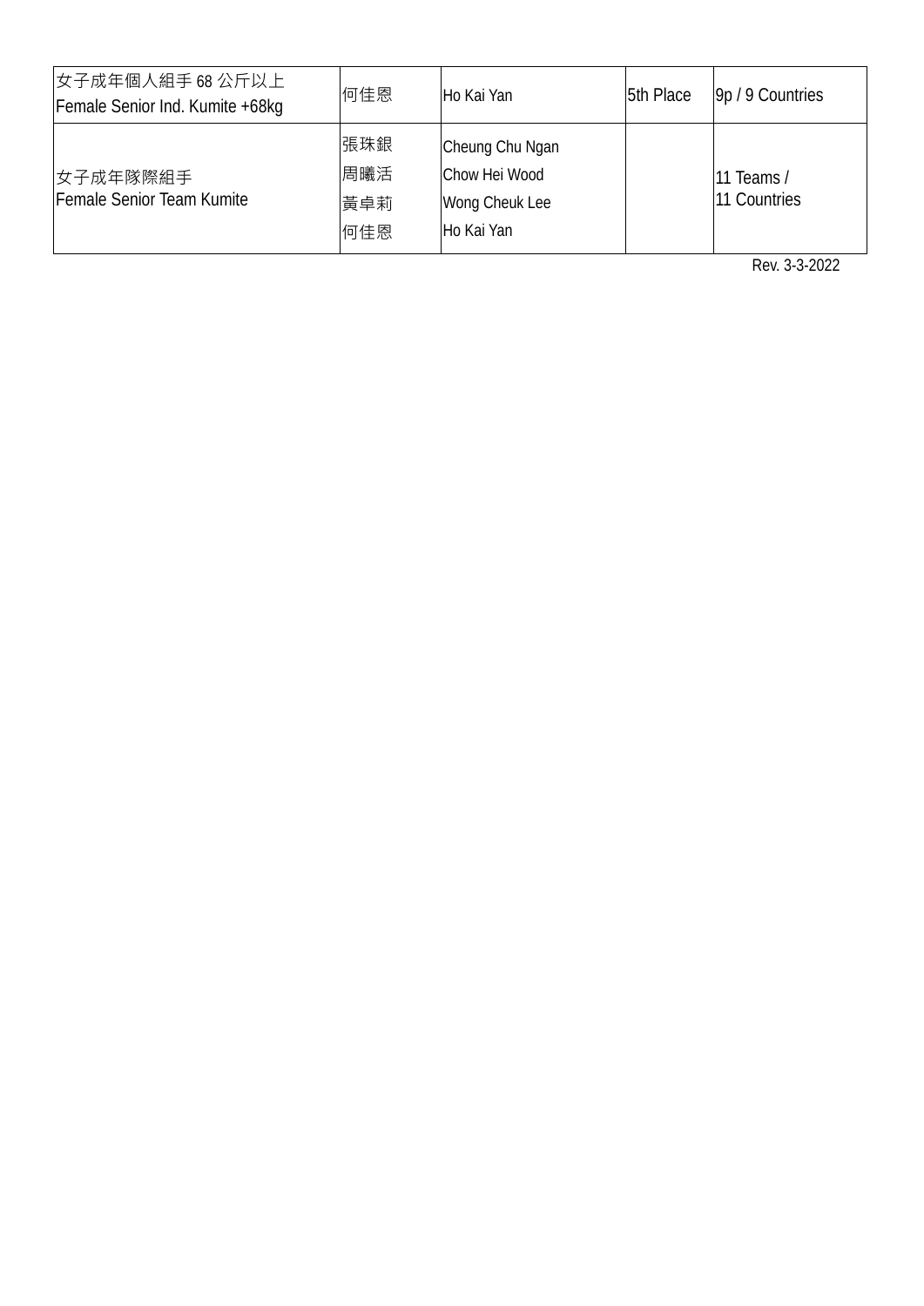| | | | | |
|---|---|---|---|---|
| 女子成年個人組手 68 公斤以上<br>Female Senior Ind. Kumite +68kg | 何佳恩 | Ho Kai Yan | 5th Place | 9p / 9 Countries |
| 女子成年隊際組手<br>Female Senior Team Kumite | 張珠銀<br>周曦活<br>黃卓莉<br>何佳恩 | Cheung Chu Ngan<br>Chow Hei Wood<br>Wong Cheuk Lee<br>Ho Kai Yan | | 11 Teams /<br>11 Countries |

Rev. 3-3-2022